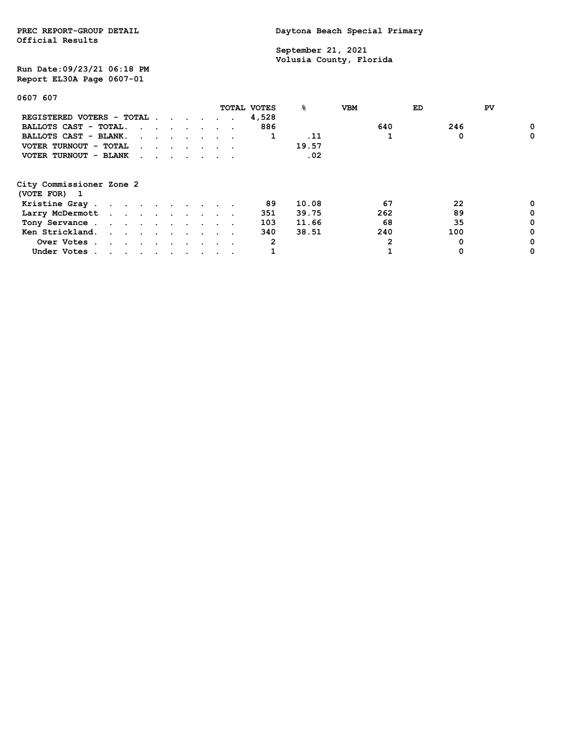PREC REPORT-GROUP DETAIL
Official Results

Daytona Beach Special Primary

September 21, 2021
Volusia County, Florida

Run Date:09/23/21 06:18 PM
Report EL30A Page 0607-01

0607 607

| | TOTAL VOTES | % | VBM | ED | PV |
|---|---|---|---|---|---|
| REGISTERED VOTERS - TOTAL | 4,528 | | | | |
| BALLOTS CAST - TOTAL. | 886 | | 640 | 246 | 0 |
| BALLOTS CAST - BLANK. | 1 | .11 | 1 | 0 | 0 |
| VOTER TURNOUT - TOTAL | | 19.57 | | | |
| VOTER TURNOUT - BLANK | | .02 | | | |

City Commissioner Zone 2
(VOTE FOR) 1

| | TOTAL VOTES | % | VBM | ED | PV |
|---|---|---|---|---|---|
| Kristine Gray | 89 | 10.08 | 67 | 22 | 0 |
| Larry McDermott | 351 | 39.75 | 262 | 89 | 0 |
| Tony Servance | 103 | 11.66 | 68 | 35 | 0 |
| Ken Strickland. | 340 | 38.51 | 240 | 100 | 0 |
| Over Votes | 2 | | 2 | 0 | 0 |
| Under Votes | 1 | | 1 | 0 | 0 |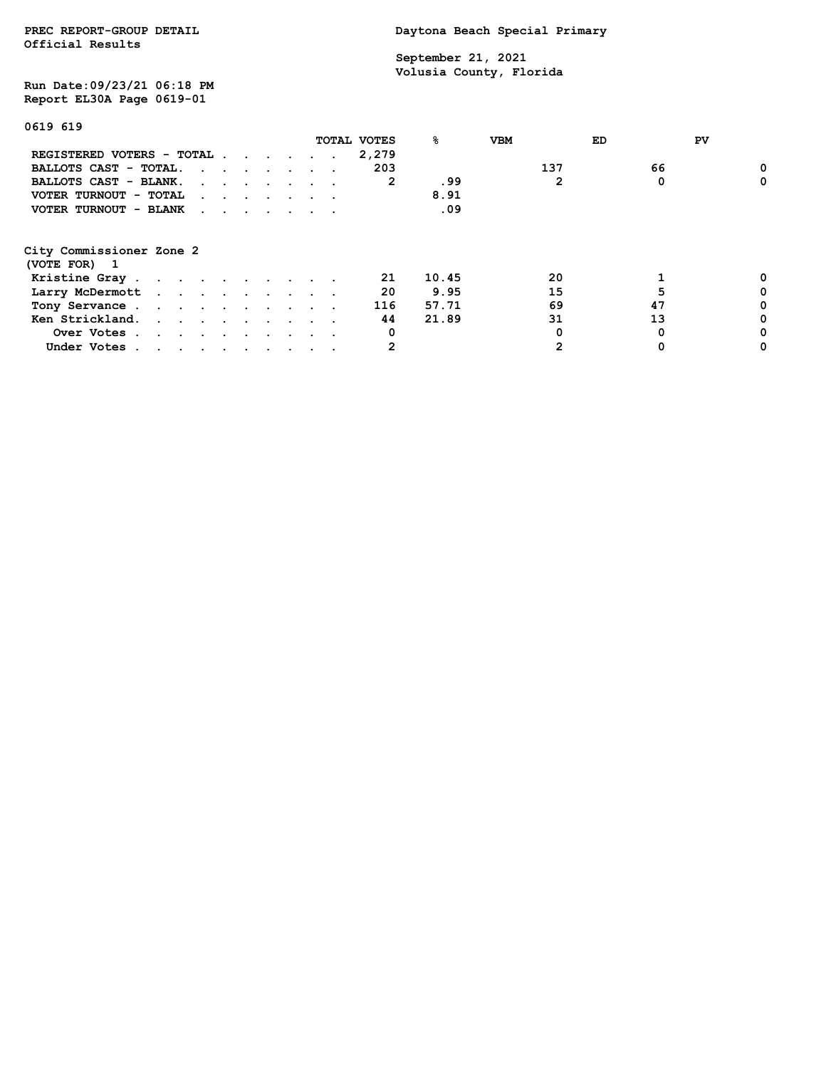PREC REPORT-GROUP DETAIL
Official Results

Daytona Beach Special Primary

September 21, 2021
Volusia County, Florida

Run Date:09/23/21 06:18 PM
Report EL30A Page 0619-01

0619 619

| | TOTAL VOTES | % | VBM | ED | PV |
|---|---|---|---|---|---|
| REGISTERED VOTERS - TOTAL | 2,279 | | | | |
| BALLOTS CAST - TOTAL. | 203 | | 137 | 66 | 0 |
| BALLOTS CAST - BLANK. | 2 | .99 | 2 | 0 | 0 |
| VOTER TURNOUT - TOTAL | | 8.91 | | | |
| VOTER TURNOUT - BLANK | | .09 | | | |

City Commissioner Zone 2
(VOTE FOR) 1

| | TOTAL VOTES | % | VBM | ED | PV |
|---|---|---|---|---|---|
| Kristine Gray | 21 | 10.45 | 20 | 1 | 0 |
| Larry McDermott | 20 | 9.95 | 15 | 5 | 0 |
| Tony Servance | 116 | 57.71 | 69 | 47 | 0 |
| Ken Strickland. | 44 | 21.89 | 31 | 13 | 0 |
| Over Votes | 0 | | 0 | 0 | 0 |
| Under Votes | 2 | | 2 | 0 | 0 |